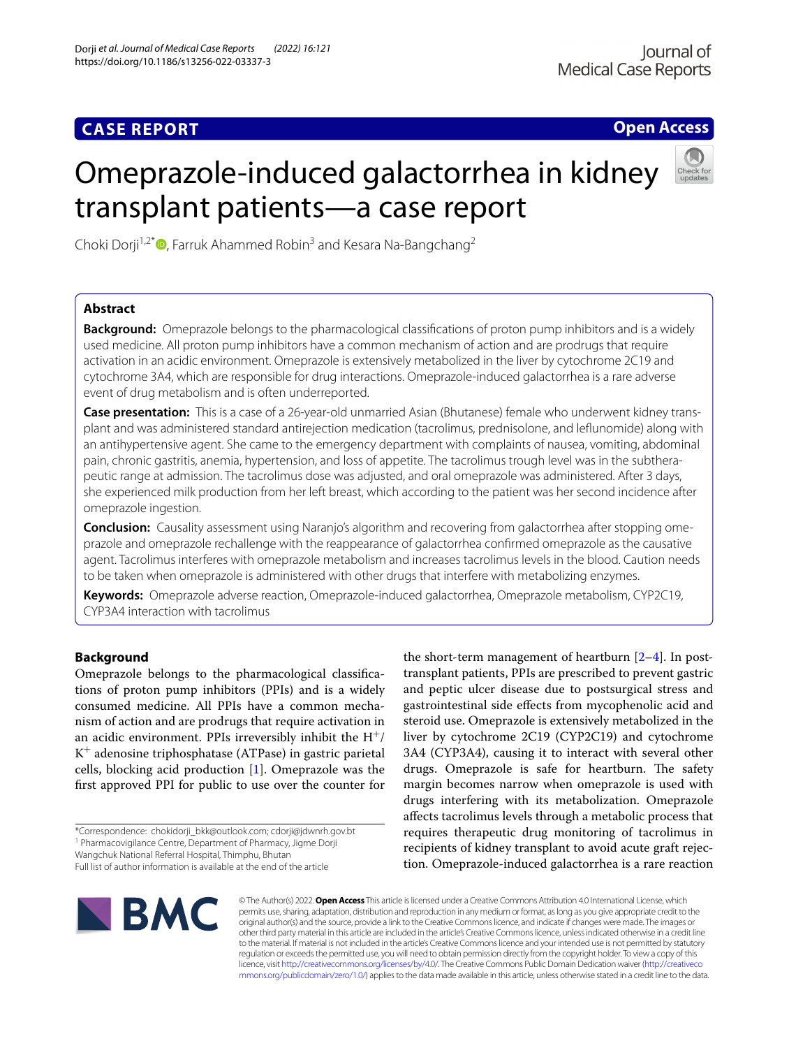CASE REPORT

Open Access

# Omeprazole-induced galactorrhea in kidney transplant patients—a case report

Choki Dorji[1,2*], Farruk Ahammed Robin[3] and Kesara Na-Bangchang[2]

## Abstract

**Background:** Omeprazole belongs to the pharmacological classifications of proton pump inhibitors and is a widely used medicine. All proton pump inhibitors have a common mechanism of action and are prodrugs that require activation in an acidic environment. Omeprazole is extensively metabolized in the liver by cytochrome 2C19 and cytochrome 3A4, which are responsible for drug interactions. Omeprazole-induced galactorrhea is a rare adverse event of drug metabolism and is often underreported.

**Case presentation:** This is a case of a 26-year-old unmarried Asian (Bhutanese) female who underwent kidney transplant and was administered standard antirejection medication (tacrolimus, prednisolone, and leflunomide) along with an antihypertensive agent. She came to the emergency department with complaints of nausea, vomiting, abdominal pain, chronic gastritis, anemia, hypertension, and loss of appetite. The tacrolimus trough level was in the subtherapeutic range at admission. The tacrolimus dose was adjusted, and oral omeprazole was administered. After 3 days, she experienced milk production from her left breast, which according to the patient was her second incidence after omeprazole ingestion.

**Conclusion:** Causality assessment using Naranjo's algorithm and recovering from galactorrhea after stopping omeprazole and omeprazole rechallenge with the reappearance of galactorrhea confirmed omeprazole as the causative agent. Tacrolimus interferes with omeprazole metabolism and increases tacrolimus levels in the blood. Caution needs to be taken when omeprazole is administered with other drugs that interfere with metabolizing enzymes.

**Keywords:** Omeprazole adverse reaction, Omeprazole-induced galactorrhea, Omeprazole metabolism, CYP2C19, CYP3A4 interaction with tacrolimus

## Background

Omeprazole belongs to the pharmacological classifications of proton pump inhibitors (PPIs) and is a widely consumed medicine. All PPIs have a common mechanism of action and are prodrugs that require activation in an acidic environment. PPIs irreversibly inhibit the $H^+$/$K^+$ adenosine triphosphatase (ATPase) in gastric parietal cells, blocking acid production [1]. Omeprazole was the first approved PPI for public to use over the counter for the short-term management of heartburn [2–4]. In post-transplant patients, PPIs are prescribed to prevent gastric and peptic ulcer disease due to postsurgical stress and gastrointestinal side effects from mycophenolic acid and steroid use. Omeprazole is extensively metabolized in the liver by cytochrome 2C19 (CYP2C19) and cytochrome 3A4 (CYP3A4), causing it to interact with several other drugs. Omeprazole is safe for heartburn. The safety margin becomes narrow when omeprazole is used with drugs interfering with its metabolization. Omeprazole affects tacrolimus levels through a metabolic process that requires therapeutic drug monitoring of tacrolimus in recipients of kidney transplant to avoid acute graft rejection. Omeprazole-induced galactorrhea is a rare reaction

*Correspondence: chokidorji_bkk@outlook.com; cdorji@jdwnrh.gov.bt
[1] Pharmacovigilance Centre, Department of Pharmacy, Jigme Dorji Wangchuk National Referral Hospital, Thimphu, Bhutan
Full list of author information is available at the end of the article

© The Author(s) 2022. **Open Access** This article is licensed under a Creative Commons Attribution 4.0 International License, which permits use, sharing, adaptation, distribution and reproduction in any medium or format, as long as you give appropriate credit to the original author(s) and the source, provide a link to the Creative Commons licence, and indicate if changes were made. The images or other third party material in this article are included in the article's Creative Commons licence, unless indicated otherwise in a credit line to the material. If material is not included in the article's Creative Commons licence and your intended use is not permitted by statutory regulation or exceeds the permitted use, you will need to obtain permission directly from the copyright holder. To view a copy of this licence, visit http://creativecommons.org/licenses/by/4.0/. The Creative Commons Public Domain Dedication waiver (http://creativecommons.org/publicdomain/zero/1.0/) applies to the data made available in this article, unless otherwise stated in a credit line to the data.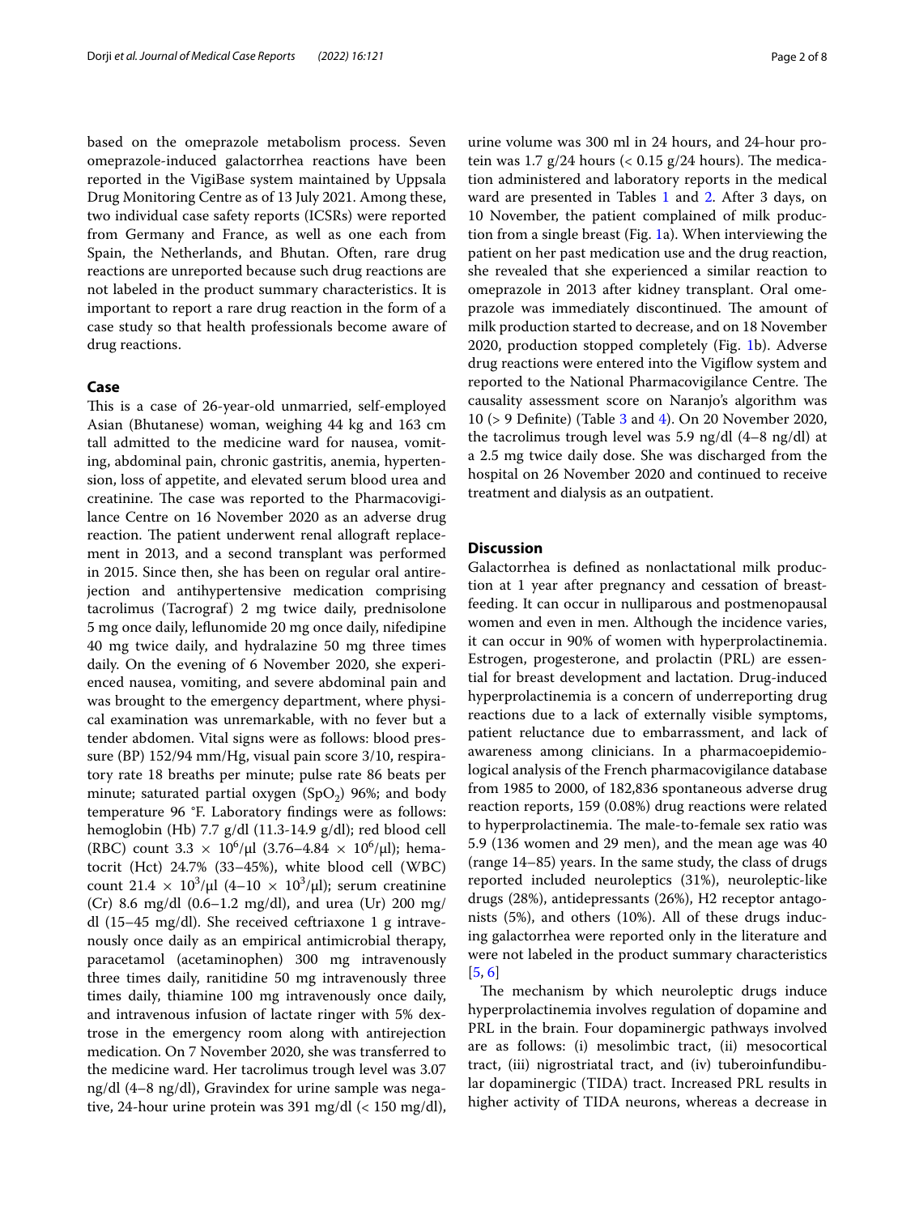based on the omeprazole metabolism process. Seven omeprazole-induced galactorrhea reactions have been reported in the VigiBase system maintained by Uppsala Drug Monitoring Centre as of 13 July 2021. Among these, two individual case safety reports (ICSRs) were reported from Germany and France, as well as one each from Spain, the Netherlands, and Bhutan. Often, rare drug reactions are unreported because such drug reactions are not labeled in the product summary characteristics. It is important to report a rare drug reaction in the form of a case study so that health professionals become aware of drug reactions.

## Case

This is a case of 26-year-old unmarried, self-employed Asian (Bhutanese) woman, weighing 44 kg and 163 cm tall admitted to the medicine ward for nausea, vomiting, abdominal pain, chronic gastritis, anemia, hypertension, loss of appetite, and elevated serum blood urea and creatinine. The case was reported to the Pharmacovigilance Centre on 16 November 2020 as an adverse drug reaction. The patient underwent renal allograft replacement in 2013, and a second transplant was performed in 2015. Since then, she has been on regular oral antirejection and antihypertensive medication comprising tacrolimus (Tacrograf) 2 mg twice daily, prednisolone 5 mg once daily, leflunomide 20 mg once daily, nifedipine 40 mg twice daily, and hydralazine 50 mg three times daily. On the evening of 6 November 2020, she experienced nausea, vomiting, and severe abdominal pain and was brought to the emergency department, where physical examination was unremarkable, with no fever but a tender abdomen. Vital signs were as follows: blood pressure (BP) 152/94 mm/Hg, visual pain score 3/10, respiratory rate 18 breaths per minute; pulse rate 86 beats per minute; saturated partial oxygen ($SpO_2$) 96%; and body temperature 96 °F. Laboratory findings were as follows: hemoglobin (Hb) 7.7 g/dl (11.3-14.9 g/dl); red blood cell (RBC) count $3.3 \times 10^6/\mu l$ ($3.76–4.84 \times 10^6/\mu l$); hematocrit (Hct) 24.7% (33–45%), white blood cell (WBC) count $21.4 \times 10^3/\mu l$ ($4–10 \times 10^3/\mu l$); serum creatinine (Cr) 8.6 mg/dl (0.6–1.2 mg/dl), and urea (Ur) 200 mg/dl (15–45 mg/dl). She received ceftriaxone 1 g intravenously once daily as an empirical antimicrobial therapy, paracetamol (acetaminophen) 300 mg intravenously three times daily, ranitidine 50 mg intravenously three times daily, thiamine 100 mg intravenously once daily, and intravenous infusion of lactate ringer with 5% dextrose in the emergency room along with antirejection medication. On 7 November 2020, she was transferred to the medicine ward. Her tacrolimus trough level was 3.07 ng/dl (4–8 ng/dl), Gravindex for urine sample was negative, 24-hour urine protein was 391 mg/dl (< 150 mg/dl), urine volume was 300 ml in 24 hours, and 24-hour protein was 1.7 g/24 hours (< 0.15 g/24 hours). The medication administered and laboratory reports in the medical ward are presented in Tables 1 and 2. After 3 days, on 10 November, the patient complained of milk production from a single breast (Fig. 1a). When interviewing the patient on her past medication use and the drug reaction, she revealed that she experienced a similar reaction to omeprazole in 2013 after kidney transplant. Oral omeprazole was immediately discontinued. The amount of milk production started to decrease, and on 18 November 2020, production stopped completely (Fig. 1b). Adverse drug reactions were entered into the Vigiflow system and reported to the National Pharmacovigilance Centre. The causality assessment score on Naranjo's algorithm was 10 (> 9 Definite) (Table 3 and 4). On 20 November 2020, the tacrolimus trough level was 5.9 ng/dl (4–8 ng/dl) at a 2.5 mg twice daily dose. She was discharged from the hospital on 26 November 2020 and continued to receive treatment and dialysis as an outpatient.

## Discussion

Galactorrhea is defined as nonlactational milk production at 1 year after pregnancy and cessation of breastfeeding. It can occur in nulliparous and postmenopausal women and even in men. Although the incidence varies, it can occur in 90% of women with hyperprolactinemia. Estrogen, progesterone, and prolactin (PRL) are essential for breast development and lactation. Drug-induced hyperprolactinemia is a concern of underreporting drug reactions due to a lack of externally visible symptoms, patient reluctance due to embarrassment, and lack of awareness among clinicians. In a pharmacoepidemiological analysis of the French pharmacovigilance database from 1985 to 2000, of 182,836 spontaneous adverse drug reaction reports, 159 (0.08%) drug reactions were related to hyperprolactinemia. The male-to-female sex ratio was 5.9 (136 women and 29 men), and the mean age was 40 (range 14–85) years. In the same study, the class of drugs reported included neuroleptics (31%), neuroleptic-like drugs (28%), antidepressants (26%), H2 receptor antagonists (5%), and others (10%). All of these drugs inducing galactorrhea were reported only in the literature and were not labeled in the product summary characteristics [5, 6]

The mechanism by which neuroleptic drugs induce hyperprolactinemia involves regulation of dopamine and PRL in the brain. Four dopaminergic pathways involved are as follows: (i) mesolimbic tract, (ii) mesocortical tract, (iii) nigrostriatal tract, and (iv) tuberoinfundibular dopaminergic (TIDA) tract. Increased PRL results in higher activity of TIDA neurons, whereas a decrease in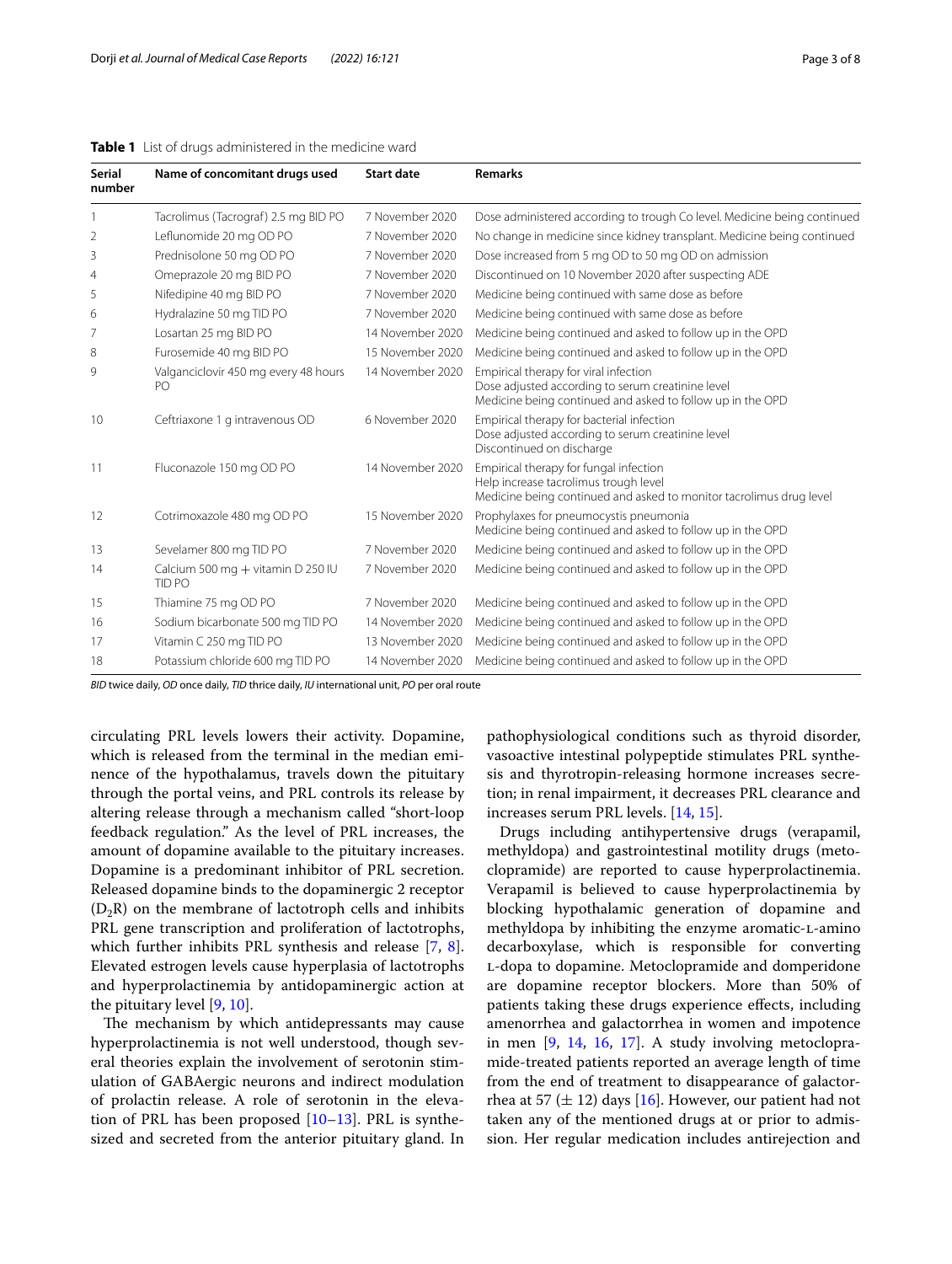**Table 1** List of drugs administered in the medicine ward

| Serial number | Name of concomitant drugs used | Start date | Remarks |
|---|---|---|---|
| 1 | Tacrolimus (Tacrograf) 2.5 mg BID PO | 7 November 2020 | Dose administered according to trough Co level. Medicine being continued |
| 2 | Leflunomide 20 mg OD PO | 7 November 2020 | No change in medicine since kidney transplant. Medicine being continued |
| 3 | Prednisolone 50 mg OD PO | 7 November 2020 | Dose increased from 5 mg OD to 50 mg OD on admission |
| 4 | Omeprazole 20 mg BID PO | 7 November 2020 | Discontinued on 10 November 2020 after suspecting ADE |
| 5 | Nifedipine 40 mg BID PO | 7 November 2020 | Medicine being continued with same dose as before |
| 6 | Hydralazine 50 mg TID PO | 7 November 2020 | Medicine being continued with same dose as before |
| 7 | Losartan 25 mg BID PO | 14 November 2020 | Medicine being continued and asked to follow up in the OPD |
| 8 | Furosemide 40 mg BID PO | 15 November 2020 | Medicine being continued and asked to follow up in the OPD |
| 9 | Valganciclovir 450 mg every 48 hours PO | 14 November 2020 | Empirical therapy for viral infection<br>Dose adjusted according to serum creatinine level<br>Medicine being continued and asked to follow up in the OPD |
| 10 | Ceftriaxone 1 g intravenous OD | 6 November 2020 | Empirical therapy for bacterial infection<br>Dose adjusted according to serum creatinine level<br>Discontinued on discharge |
| 11 | Fluconazole 150 mg OD PO | 14 November 2020 | Empirical therapy for fungal infection<br>Help increase tacrolimus trough level<br>Medicine being continued and asked to monitor tacrolimus drug level |
| 12 | Cotrimoxazole 480 mg OD PO | 15 November 2020 | Prophylaxes for pneumocystis pneumonia<br>Medicine being continued and asked to follow up in the OPD |
| 13 | Sevelamer 800 mg TID PO | 7 November 2020 | Medicine being continued and asked to follow up in the OPD |
| 14 | Calcium 500 mg + vitamin D 250 IU TID PO | 7 November 2020 | Medicine being continued and asked to follow up in the OPD |
| 15 | Thiamine 75 mg OD PO | 7 November 2020 | Medicine being continued and asked to follow up in the OPD |
| 16 | Sodium bicarbonate 500 mg TID PO | 14 November 2020 | Medicine being continued and asked to follow up in the OPD |
| 17 | Vitamin C 250 mg TID PO | 13 November 2020 | Medicine being continued and asked to follow up in the OPD |
| 18 | Potassium chloride 600 mg TID PO | 14 November 2020 | Medicine being continued and asked to follow up in the OPD |

*BID* twice daily, *OD* once daily, *TID* thrice daily, *IU* international unit, *PO* per oral route

circulating PRL levels lowers their activity. Dopamine, which is released from the terminal in the median eminence of the hypothalamus, travels down the pituitary through the portal veins, and PRL controls its release by altering release through a mechanism called "short-loop feedback regulation." As the level of PRL increases, the amount of dopamine available to the pituitary increases. Dopamine is a predominant inhibitor of PRL secretion. Released dopamine binds to the dopaminergic 2 receptor ($D_2R$) on the membrane of lactotroph cells and inhibits PRL gene transcription and proliferation of lactotrophs, which further inhibits PRL synthesis and release [7, 8]. Elevated estrogen levels cause hyperplasia of lactotrophs and hyperprolactinemia by antidopaminergic action at the pituitary level [9, 10].

The mechanism by which antidepressants may cause hyperprolactinemia is not well understood, though several theories explain the involvement of serotonin stimulation of GABAergic neurons and indirect modulation of prolactin release. A role of serotonin in the elevation of PRL has been proposed [10–13]. PRL is synthesized and secreted from the anterior pituitary gland. In pathophysiological conditions such as thyroid disorder, vasoactive intestinal polypeptide stimulates PRL synthesis and thyrotropin-releasing hormone increases secretion; in renal impairment, it decreases PRL clearance and increases serum PRL levels. [14, 15].

Drugs including antihypertensive drugs (verapamil, methyldopa) and gastrointestinal motility drugs (metoclopramide) are reported to cause hyperprolactinemia. Verapamil is believed to cause hyperprolactinemia by blocking hypothalamic generation of dopamine and methyldopa by inhibiting the enzyme aromatic-L-amino decarboxylase, which is responsible for converting L-dopa to dopamine. Metoclopramide and domperidone are dopamine receptor blockers. More than 50% of patients taking these drugs experience effects, including amenorrhea and galactorrhea in women and impotence in men [9, 14, 16, 17]. A study involving metoclopramide-treated patients reported an average length of time from the end of treatment to disappearance of galactorrhea at 57 ($\pm$ 12) days [16]. However, our patient had not taken any of the mentioned drugs at or prior to admission. Her regular medication includes antirejection and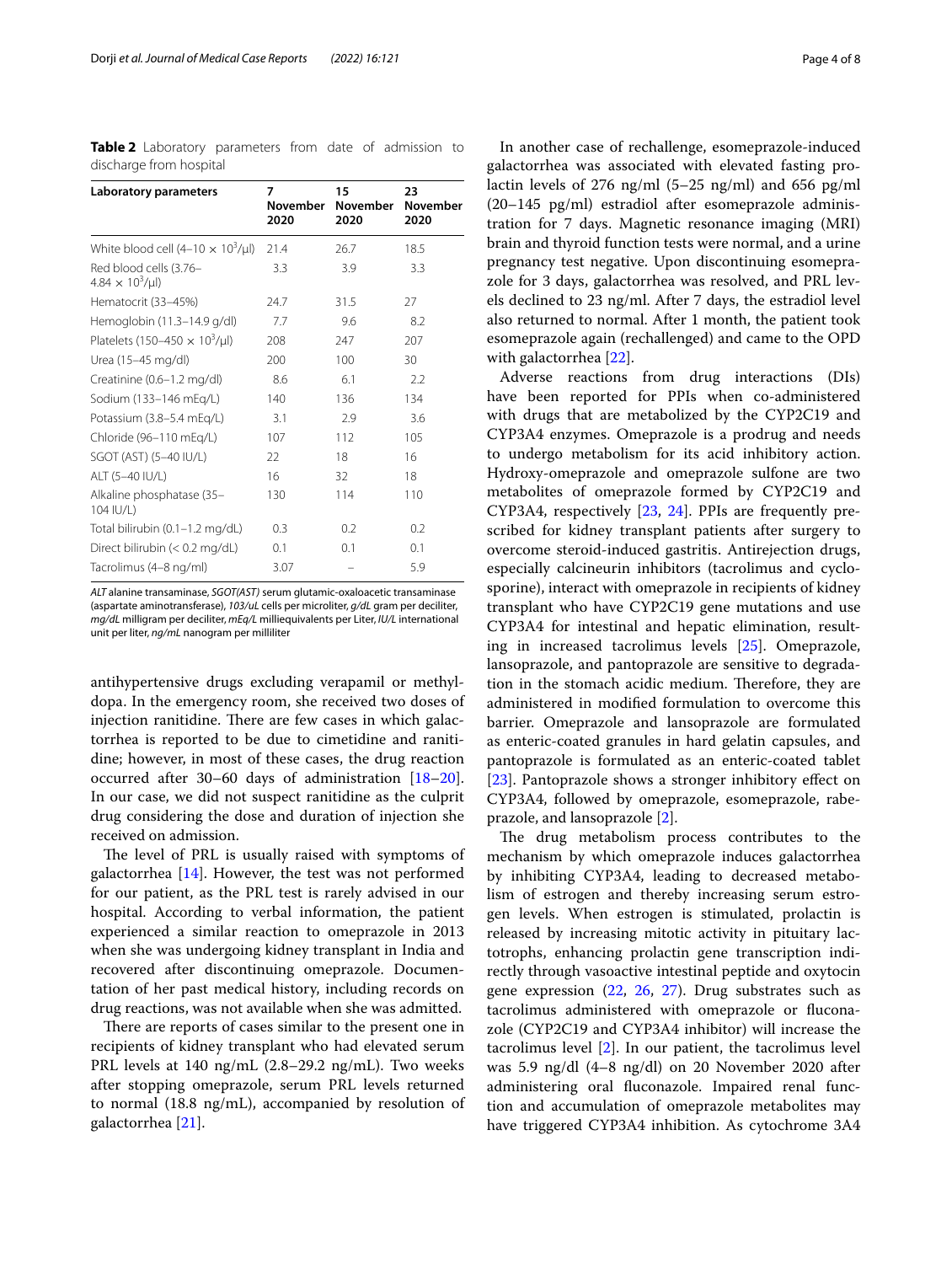**Table 2** Laboratory parameters from date of admission to discharge from hospital

| Laboratory parameters | 7 November 2020 | 15 November 2020 | 23 November 2020 |
|---|---|---|---|
| White blood cell (4–10 × $10^3$/μl) | 21.4 | 26.7 | 18.5 |
| Red blood cells (3.76–4.84 × $10^3$/μl) | 3.3 | 3.9 | 3.3 |
| Hematocrit (33–45%) | 24.7 | 31.5 | 27 |
| Hemoglobin (11.3–14.9 g/dl) | 7.7 | 9.6 | 8.2 |
| Platelets (150–450 × $10^3$/μl) | 208 | 247 | 207 |
| Urea (15–45 mg/dl) | 200 | 100 | 30 |
| Creatinine (0.6–1.2 mg/dl) | 8.6 | 6.1 | 2.2 |
| Sodium (133–146 mEq/L) | 140 | 136 | 134 |
| Potassium (3.8–5.4 mEq/L) | 3.1 | 2.9 | 3.6 |
| Chloride (96–110 mEq/L) | 107 | 112 | 105 |
| SGOT (AST) (5–40 IU/L) | 22 | 18 | 16 |
| ALT (5–40 IU/L) | 16 | 32 | 18 |
| Alkaline phosphatase (35–104 IU/L) | 130 | 114 | 110 |
| Total bilirubin (0.1–1.2 mg/dL) | 0.3 | 0.2 | 0.2 |
| Direct bilirubin (< 0.2 mg/dL) | 0.1 | 0.1 | 0.1 |
| Tacrolimus (4–8 ng/ml) | 3.07 | – | 5.9 |

*ALT* alanine transaminase, *SGOT(AST)* serum glutamic-oxaloacetic transaminase (aspartate aminotransferase), *103/uL* cells per microliter, *g/dL* gram per deciliter, *mg/dL* milligram per deciliter, *mEq/L* milliequivalents per Liter, *IU/L* international unit per liter, *ng/mL* nanogram per milliliter

antihypertensive drugs excluding verapamil or methyldopa. In the emergency room, she received two doses of injection ranitidine. There are few cases in which galactorrhea is reported to be due to cimetidine and ranitidine; however, in most of these cases, the drug reaction occurred after 30–60 days of administration [18–20]. In our case, we did not suspect ranitidine as the culprit drug considering the dose and duration of injection she received on admission.

The level of PRL is usually raised with symptoms of galactorrhea [14]. However, the test was not performed for our patient, as the PRL test is rarely advised in our hospital. According to verbal information, the patient experienced a similar reaction to omeprazole in 2013 when she was undergoing kidney transplant in India and recovered after discontinuing omeprazole. Documentation of her past medical history, including records on drug reactions, was not available when she was admitted.

There are reports of cases similar to the present one in recipients of kidney transplant who had elevated serum PRL levels at 140 ng/mL (2.8–29.2 ng/mL). Two weeks after stopping omeprazole, serum PRL levels returned to normal (18.8 ng/mL), accompanied by resolution of galactorrhea [21].

In another case of rechallenge, esomeprazole-induced galactorrhea was associated with elevated fasting prolactin levels of 276 ng/ml (5–25 ng/ml) and 656 pg/ml (20–145 pg/ml) estradiol after esomeprazole administration for 7 days. Magnetic resonance imaging (MRI) brain and thyroid function tests were normal, and a urine pregnancy test negative. Upon discontinuing esomeprazole for 3 days, galactorrhea was resolved, and PRL levels declined to 23 ng/ml. After 7 days, the estradiol level also returned to normal. After 1 month, the patient took esomeprazole again (rechallenged) and came to the OPD with galactorrhea [22].

Adverse reactions from drug interactions (DIs) have been reported for PPIs when co-administered with drugs that are metabolized by the CYP2C19 and CYP3A4 enzymes. Omeprazole is a prodrug and needs to undergo metabolism for its acid inhibitory action. Hydroxy-omeprazole and omeprazole sulfone are two metabolites of omeprazole formed by CYP2C19 and CYP3A4, respectively [23, 24]. PPIs are frequently prescribed for kidney transplant patients after surgery to overcome steroid-induced gastritis. Antirejection drugs, especially calcineurin inhibitors (tacrolimus and cyclosporine), interact with omeprazole in recipients of kidney transplant who have CYP2C19 gene mutations and use CYP3A4 for intestinal and hepatic elimination, resulting in increased tacrolimus levels [25]. Omeprazole, lansoprazole, and pantoprazole are sensitive to degradation in the stomach acidic medium. Therefore, they are administered in modified formulation to overcome this barrier. Omeprazole and lansoprazole are formulated as enteric-coated granules in hard gelatin capsules, and pantoprazole is formulated as an enteric-coated tablet [23]. Pantoprazole shows a stronger inhibitory effect on CYP3A4, followed by omeprazole, esomeprazole, rabeprazole, and lansoprazole [2].

The drug metabolism process contributes to the mechanism by which omeprazole induces galactorrhea by inhibiting CYP3A4, leading to decreased metabolism of estrogen and thereby increasing serum estrogen levels. When estrogen is stimulated, prolactin is released by increasing mitotic activity in pituitary lactotrophs, enhancing prolactin gene transcription indirectly through vasoactive intestinal peptide and oxytocin gene expression (22, 26, 27). Drug substrates such as tacrolimus administered with omeprazole or fluconazole (CYP2C19 and CYP3A4 inhibitor) will increase the tacrolimus level [2]. In our patient, the tacrolimus level was 5.9 ng/dl (4–8 ng/dl) on 20 November 2020 after administering oral fluconazole. Impaired renal function and accumulation of omeprazole metabolites may have triggered CYP3A4 inhibition. As cytochrome 3A4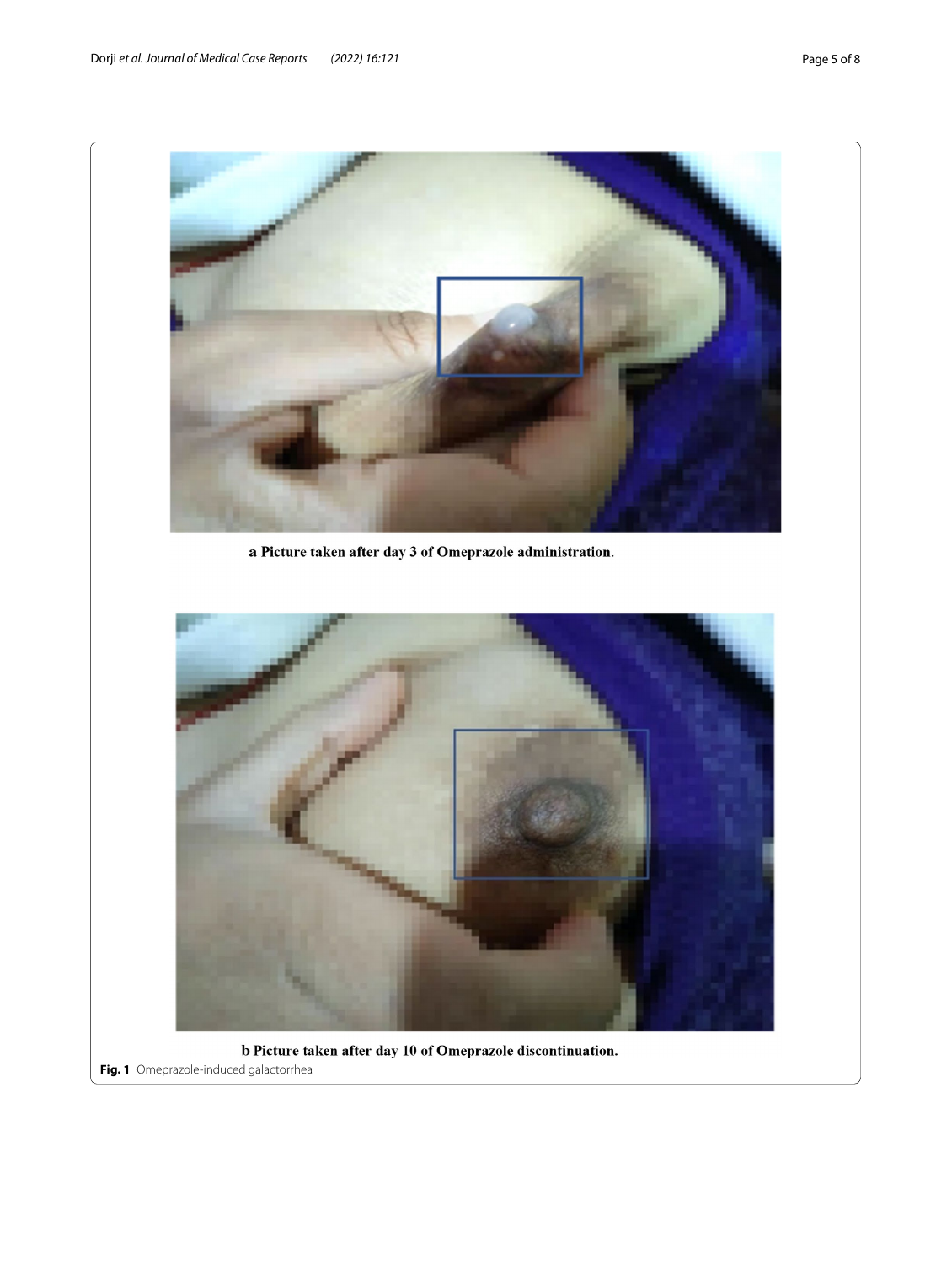**a Picture taken after day 3 of Omeprazole administration.**

**b Picture taken after day 10 of Omeprazole discontinuation.**

**Fig. 1** Omeprazole-induced galactorrhea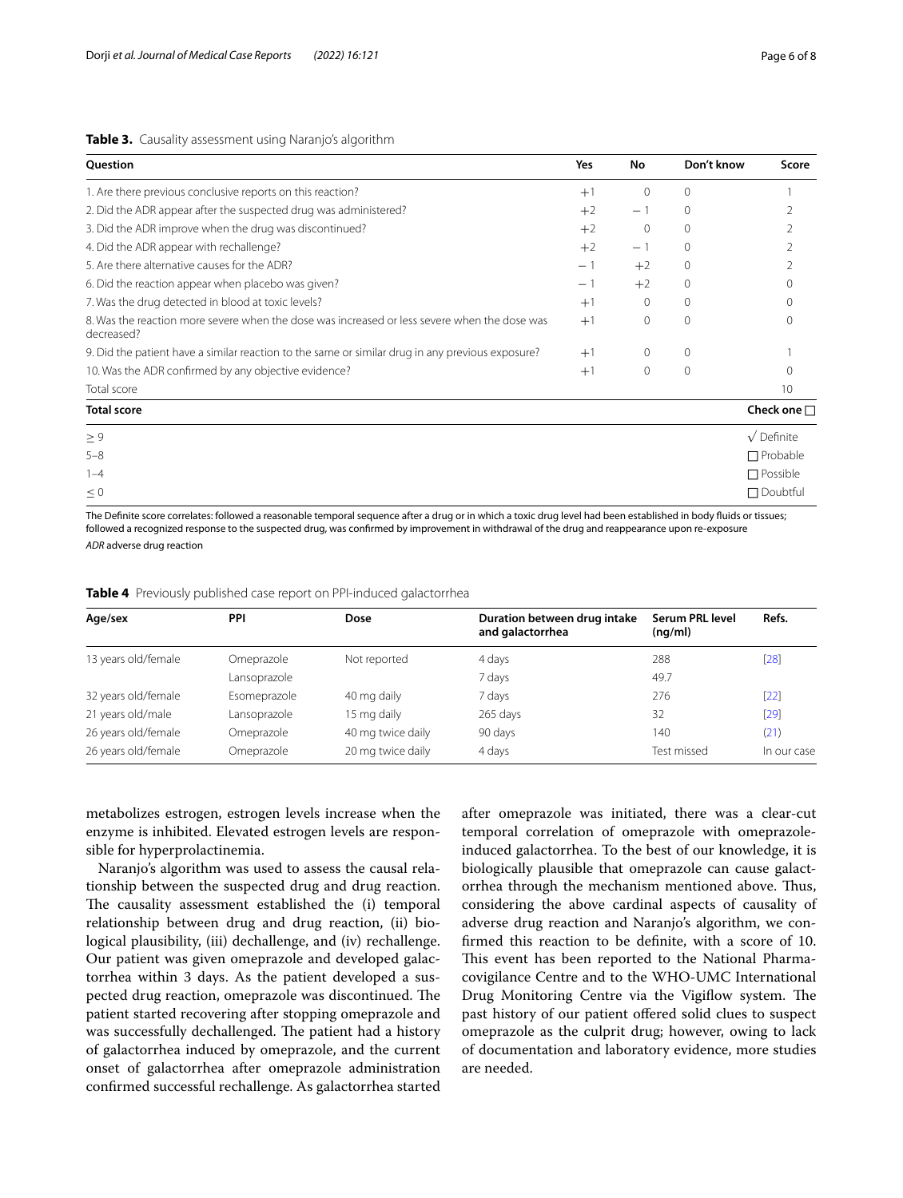**Table 3.** Causality assessment using Naranjo's algorithm

| Question | Yes | No | Don't know | Score |
|---|---|---|---|---|
| 1. Are there previous conclusive reports on this reaction? | +1 | 0 | 0 | 1 |
| 2. Did the ADR appear after the suspected drug was administered? | +2 | − 1 | 0 | 2 |
| 3. Did the ADR improve when the drug was discontinued? | +2 | 0 | 0 | 2 |
| 4. Did the ADR appear with rechallenge? | +2 | − 1 | 0 | 2 |
| 5. Are there alternative causes for the ADR? | − 1 | +2 | 0 | 2 |
| 6. Did the reaction appear when placebo was given? | − 1 | +2 | 0 | 0 |
| 7. Was the drug detected in blood at toxic levels? | +1 | 0 | 0 | 0 |
| 8. Was the reaction more severe when the dose was increased or less severe when the dose was decreased? | +1 | 0 | 0 | 0 |
| 9. Did the patient have a similar reaction to the same or similar drug in any previous exposure? | +1 | 0 | 0 | 1 |
| 10. Was the ADR confirmed by any objective evidence? | +1 | 0 | 0 | 0 |
| Total score | | | | 10 |
| **Total score** | | | | **Check one** ☐ |
| ≥ 9 | | | | √ Definite |
| 5–8 | | | | ☐ Probable |
| 1–4 | | | | ☐ Possible |
| ≤ 0 | | | | ☐ Doubtful |

The Definite score correlates: followed a reasonable temporal sequence after a drug or in which a toxic drug level had been established in body fluids or tissues; followed a recognized response to the suspected drug, was confirmed by improvement in withdrawal of the drug and reappearance upon re-exposure

*ADR* adverse drug reaction

**Table 4** Previously published case report on PPI-induced galactorrhea

| Age/sex | PPI | Dose | Duration between drug intake and galactorrhea | Serum PRL level (ng/ml) | Refs. |
|---|---|---|---|---|---|
| 13 years old/female | Omeprazole | Not reported | 4 days | 288 | [28] |
| | Lansoprazole | | 7 days | 49.7 | |
| 32 years old/female | Esomeprazole | 40 mg daily | 7 days | 276 | [22] |
| 21 years old/male | Lansoprazole | 15 mg daily | 265 days | 32 | [29] |
| 26 years old/female | Omeprazole | 40 mg twice daily | 90 days | 140 | (21) |
| 26 years old/female | Omeprazole | 20 mg twice daily | 4 days | Test missed | In our case |

metabolizes estrogen, estrogen levels increase when the enzyme is inhibited. Elevated estrogen levels are responsible for hyperprolactinemia.

Naranjo's algorithm was used to assess the causal relationship between the suspected drug and drug reaction. The causality assessment established the (i) temporal relationship between drug and drug reaction, (ii) biological plausibility, (iii) dechallenge, and (iv) rechallenge. Our patient was given omeprazole and developed galactorrhea within 3 days. As the patient developed a suspected drug reaction, omeprazole was discontinued. The patient started recovering after stopping omeprazole and was successfully dechallenged. The patient had a history of galactorrhea induced by omeprazole, and the current onset of galactorrhea after omeprazole administration confirmed successful rechallenge. As galactorrhea started after omeprazole was initiated, there was a clear-cut temporal correlation of omeprazole with omeprazole-induced galactorrhea. To the best of our knowledge, it is biologically plausible that omeprazole can cause galactorrhea through the mechanism mentioned above. Thus, considering the above cardinal aspects of causality of adverse drug reaction and Naranjo's algorithm, we confirmed this reaction to be definite, with a score of 10. This event has been reported to the National Pharmacovigilance Centre and to the WHO-UMC International Drug Monitoring Centre via the Vigiflow system. The past history of our patient offered solid clues to suspect omeprazole as the culprit drug; however, owing to lack of documentation and laboratory evidence, more studies are needed.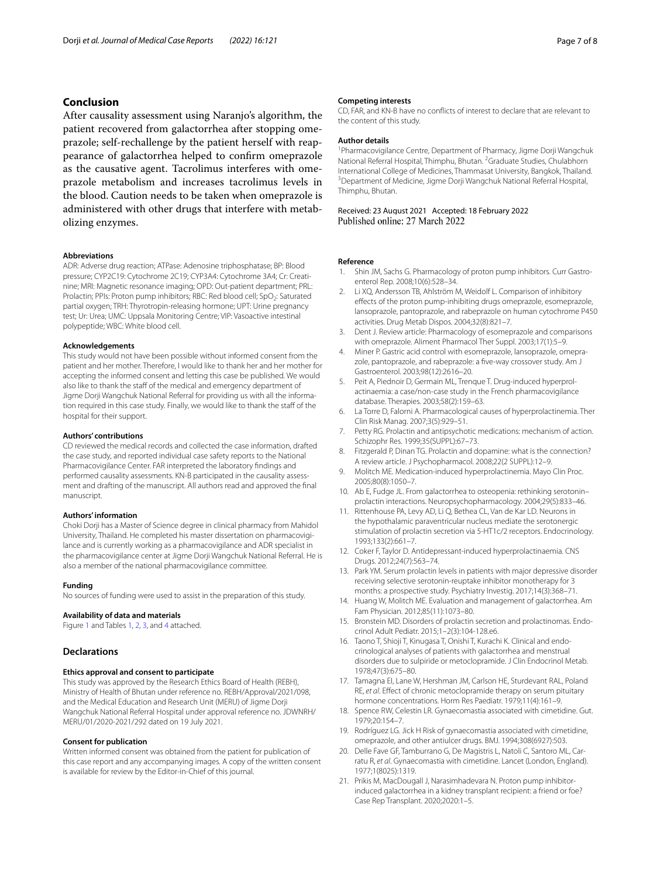## Conclusion

After causality assessment using Naranjo's algorithm, the patient recovered from galactorrhea after stopping omeprazole; self-rechallenge by the patient herself with reappearance of galactorrhea helped to confirm omeprazole as the causative agent. Tacrolimus interferes with omeprazole metabolism and increases tacrolimus levels in the blood. Caution needs to be taken when omeprazole is administered with other drugs that interfere with metabolizing enzymes.

#### Abbreviations

ADR: Adverse drug reaction; ATPase: Adenosine triphosphatase; BP: Blood pressure; CYP2C19: Cytochrome 2C19; CYP3A4: Cytochrome 3A4; Cr: Creatinine; MRI: Magnetic resonance imaging; OPD: Out-patient department; PRL: Prolactin; PPIs: Proton pump inhibitors; RBC: Red blood cell; $SpO_2$: Saturated partial oxygen; TRH: Thyrotropin-releasing hormone; UPT: Urine pregnancy test; Ur: Urea; UMC: Uppsala Monitoring Centre; VIP: Vasoactive intestinal polypeptide; WBC: White blood cell.

#### Acknowledgements

This study would not have been possible without informed consent from the patient and her mother. Therefore, I would like to thank her and her mother for accepting the informed consent and letting this case be published. We would also like to thank the staff of the medical and emergency department of Jigme Dorji Wangchuk National Referral for providing us with all the information required in this case study. Finally, we would like to thank the staff of the hospital for their support.

#### Authors' contributions

CD reviewed the medical records and collected the case information, drafted the case study, and reported individual case safety reports to the National Pharmacovigilance Center. FAR interpreted the laboratory findings and performed causality assessments. KN-B participated in the causality assessment and drafting of the manuscript. All authors read and approved the final manuscript.

#### Authors' information

Choki Dorji has a Master of Science degree in clinical pharmacy from Mahidol University, Thailand. He completed his master dissertation on pharmacovigilance and is currently working as a pharmacovigilance and ADR specialist in the pharmacovigilance center at Jigme Dorji Wangchuk National Referral. He is also a member of the national pharmacovigilance committee.

#### Funding

No sources of funding were used to assist in the preparation of this study.

#### Availability of data and materials

Figure 1 and Tables 1, 2, 3, and 4 attached.

## Declarations

#### Ethics approval and consent to participate

This study was approved by the Research Ethics Board of Health (REBH), Ministry of Health of Bhutan under reference no. REBH/Approval/2021/098, and the Medical Education and Research Unit (MERU) of Jigme Dorji Wangchuk National Referral Hospital under approval reference no. JDWNRH/MERU/01/2020-2021/292 dated on 19 July 2021.

#### Consent for publication

Written informed consent was obtained from the patient for publication of this case report and any accompanying images. A copy of the written consent is available for review by the Editor-in-Chief of this journal.

#### Competing interests

CD, FAR, and KN-B have no conflicts of interest to declare that are relevant to the content of this study.

#### Author details

[1]Pharmacovigilance Centre, Department of Pharmacy, Jigme Dorji Wangchuk National Referral Hospital, Thimphu, Bhutan. [2]Graduate Studies, Chulabhorn International College of Medicines, Thammasat University, Bangkok, Thailand. [3]Department of Medicine, Jigme Dorji Wangchuk National Referral Hospital, Thimphu, Bhutan.

Received: 23 August 2021 Accepted: 18 February 2022
Published online: 27 March 2022

#### Reference

1. Shin JM, Sachs G. Pharmacology of proton pump inhibitors. Curr Gastroenterol Rep. 2008;10(6):528–34.
2. Li XQ, Andersson TB, Ahlström M, Weidolf L. Comparison of inhibitory effects of the proton pump-inhibiting drugs omeprazole, esomeprazole, lansoprazole, pantoprazole, and rabeprazole on human cytochrome P450 activities. Drug Metab Dispos. 2004;32(8):821–7.
3. Dent J. Review article: Pharmacology of esomeprazole and comparisons with omeprazole. Aliment Pharmacol Ther Suppl. 2003;17(1):5–9.
4. Miner P. Gastric acid control with esomeprazole, lansoprazole, omeprazole, pantoprazole, and rabeprazole: a five-way crossover study. Am J Gastroenterol. 2003;98(12):2616–20.
5. Peit A, Piednoir D, Germain ML, Trenque T. Drug-induced hyperprolactinaemia: a case/non-case study in the French pharmacovigilance database. Therapies. 2003;58(2):159–63.
6. La Torre D, Falorni A. Pharmacological causes of hyperprolactinemia. Ther Clin Risk Manag. 2007;3(5):929–51.
7. Petty RG. Prolactin and antipsychotic medications: mechanism of action. Schizophr Res. 1999;35(SUPPL):67–73.
8. Fitzgerald P, Dinan TG. Prolactin and dopamine: what is the connection? A review article. J Psychopharmacol. 2008;22(2 SUPPL):12–9.
9. Molitch ME. Medication-induced hyperprolactinemia. Mayo Clin Proc. 2005;80(8):1050–7.
10. Ab E, Fudge JL. From galactorrhea to osteopenia: rethinking serotonin–prolactin interactions. Neuropsychopharmacology. 2004;29(5):833–46.
11. Rittenhouse PA, Levy AD, Li Q, Bethea CL, Van de Kar LD. Neurons in the hypothalamic paraventricular nucleus mediate the serotonergic stimulation of prolactin secretion via 5-HT1c/2 receptors. Endocrinology. 1993;133(2):661–7.
12. Coker F, Taylor D. Antidepressant-induced hyperprolactinaemia. CNS Drugs. 2012;24(7):563–74.
13. Park YM. Serum prolactin levels in patients with major depressive disorder receiving selective serotonin-reuptake inhibitor monotherapy for 3 months: a prospective study. Psychiatry Investig. 2017;14(3):368–71.
14. Huang W, Molitch ME. Evaluation and management of galactorrhea. Am Fam Physician. 2012;85(11):1073–80.
15. Bronstein MD. Disorders of prolactin secretion and prolactinomas. Endocrinol Adult Pediatr. 2015;1–2(3):104-128.e6.
16. Taono T, Shioji T, Kinugasa T, Onishi T, Kurachi K. Clinical and endocrinological analyses of patients with galactorrhea and menstrual disorders due to sulpiride or metoclopramide. J Clin Endocrinol Metab. 1978;47(3):675–80.
17. Tamagna EI, Lane W, Hershman JM, Carlson HE, Sturdevant RAL, Poland RE, *et al*. Effect of chronic metoclopramide therapy on serum pituitary hormone concentrations. Horm Res Paediatr. 1979;11(4):161–9.
18. Spence RW, Celestin LR. Gynaecomastia associated with cimetidine. Gut. 1979;20:154–7.
19. Rodríguez LG. Jick H Risk of gynaecomastia associated with cimetidine, omeprazole, and other antiulcer drugs. BMJ. 1994;308(6927):503.
20. Delle Fave GF, Tamburrano G, De Magistris L, Natoli C, Santoro ML, Carratu R, *et al*. Gynaecomastia with cimetidine. Lancet (London, England). 1977;1(8025):1319.
21. Prikis M, MacDougall J, Narasimhadevara N. Proton pump inhibitor-induced galactorrhea in a kidney transplant recipient: a friend or foe? Case Rep Transplant. 2020;2020:1–5.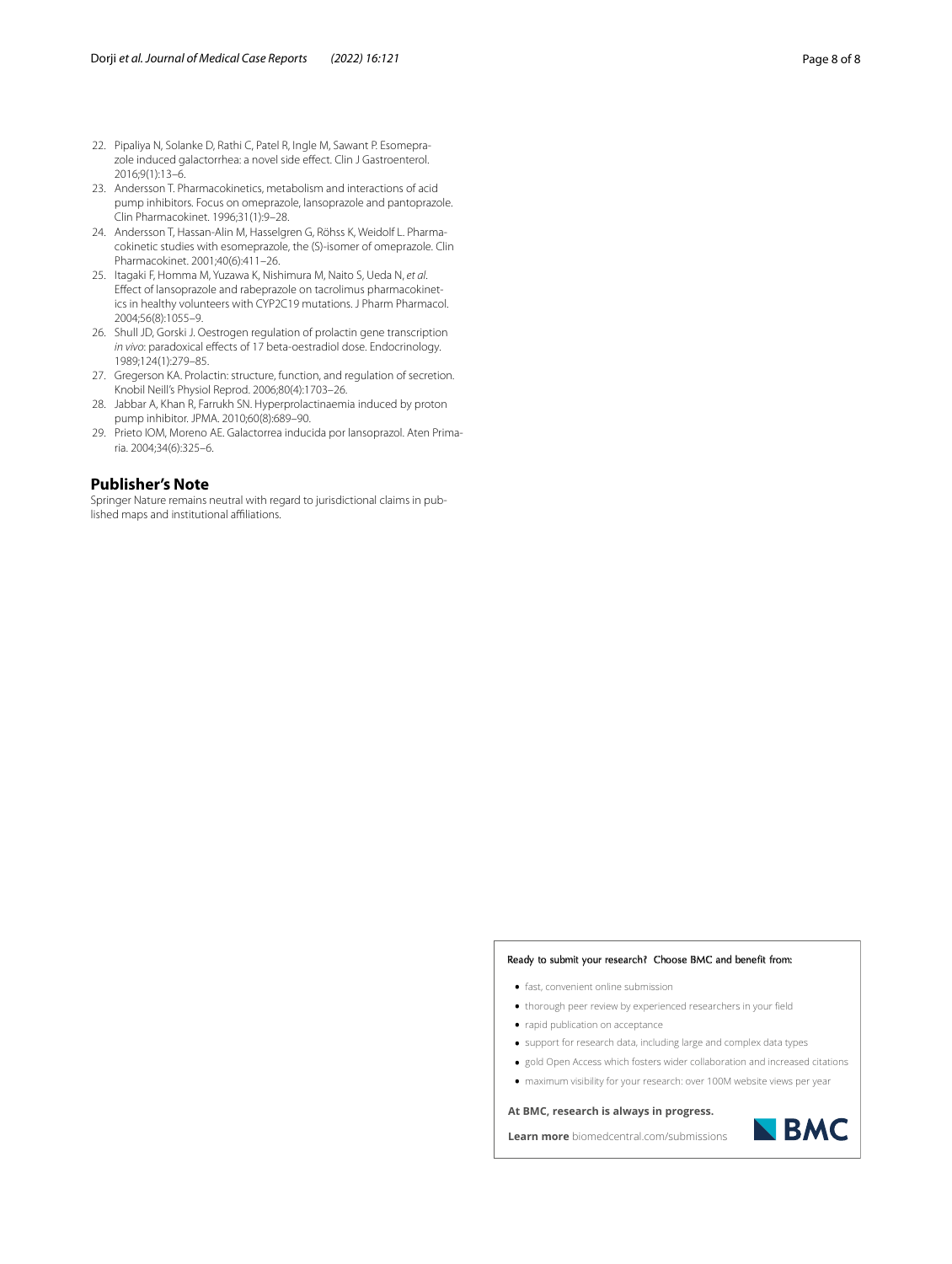22. Pipaliya N, Solanke D, Rathi C, Patel R, Ingle M, Sawant P. Esomeprazole induced galactorrhea: a novel side effect. Clin J Gastroenterol. 2016;9(1):13–6.
23. Andersson T. Pharmacokinetics, metabolism and interactions of acid pump inhibitors. Focus on omeprazole, lansoprazole and pantoprazole. Clin Pharmacokinet. 1996;31(1):9–28.
24. Andersson T, Hassan-Alin M, Hasselgren G, Röhss K, Weidolf L. Pharmacokinetic studies with esomeprazole, the (S)-isomer of omeprazole. Clin Pharmacokinet. 2001;40(6):411–26.
25. Itagaki F, Homma M, Yuzawa K, Nishimura M, Naito S, Ueda N, *et al*. Effect of lansoprazole and rabeprazole on tacrolimus pharmacokinetics in healthy volunteers with CYP2C19 mutations. J Pharm Pharmacol. 2004;56(8):1055–9.
26. Shull JD, Gorski J. Oestrogen regulation of prolactin gene transcription *in vivo*: paradoxical effects of 17 beta-oestradiol dose. Endocrinology. 1989;124(1):279–85.
27. Gregerson KA. Prolactin: structure, function, and regulation of secretion. Knobil Neill's Physiol Reprod. 2006;80(4):1703–26.
28. Jabbar A, Khan R, Farrukh SN. Hyperprolactinaemia induced by proton pump inhibitor. JPMA. 2010;60(8):689–90.
29. Prieto IOM, Moreno AE. Galactorrea inducida por lansoprazol. Aten Primaria. 2004;34(6):325–6.

## Publisher's Note

Springer Nature remains neutral with regard to jurisdictional claims in published maps and institutional affiliations.

Ready to submit your research? Choose BMC and benefit from:

- fast, convenient online submission
- thorough peer review by experienced researchers in your field
- rapid publication on acceptance
- support for research data, including large and complex data types
- gold Open Access which fosters wider collaboration and increased citations
- maximum visibility for your research: over 100M website views per year

**At BMC, research is always in progress.**

**Learn more** biomedcentral.com/submissions